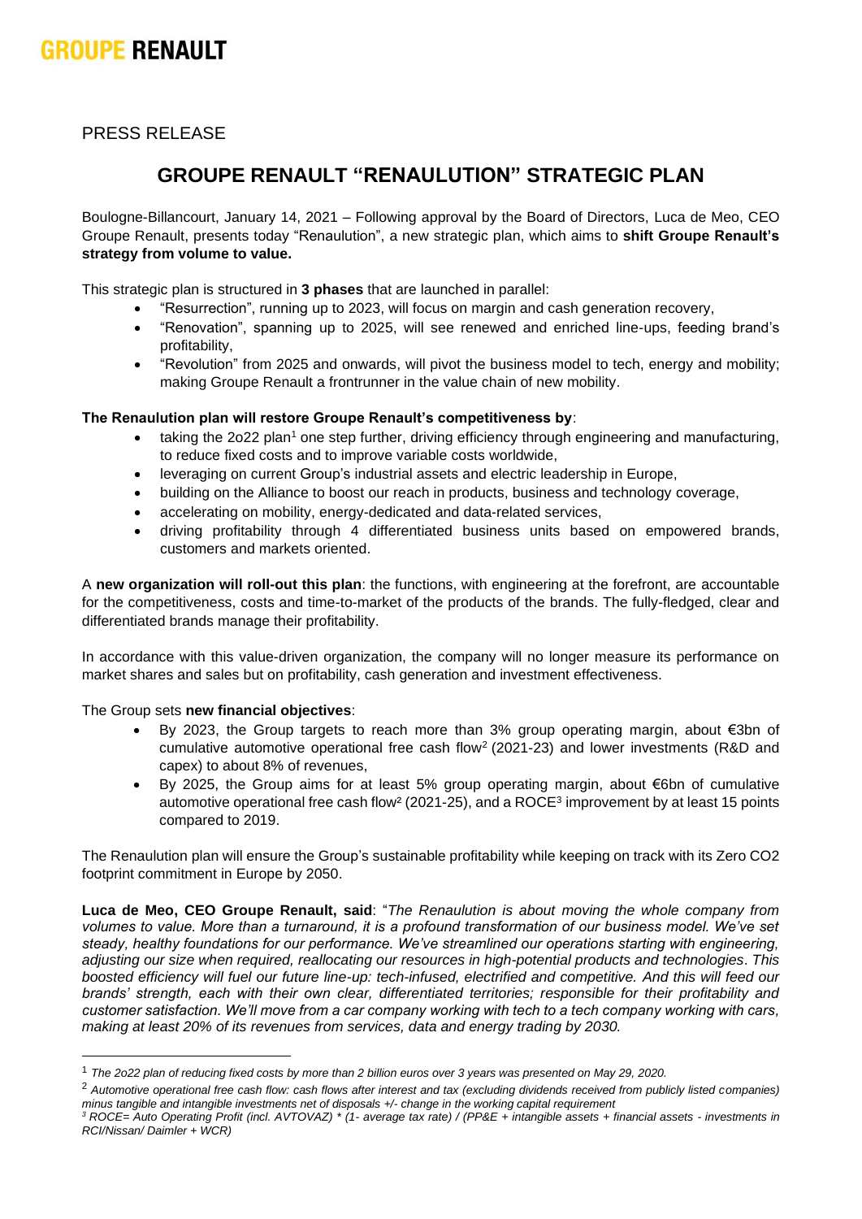# GROUPE RENAULT

PRESS RELEASE

## GROUPE RENAULT "RENAULUTION" STRATEGIC PLAN

Boulogne-Billancourt, January 14, 2021 – Following approval by the Board of Directors, Luca de Meo, CEO Groupe Renault, presents today "Renaulution", a new strategic plan, which aims to **shift Groupe Renault's strategy from volume to value.**

This strategic plan is structured in **3 phases** that are launched in parallel:

- "Resurrection", running up to 2023, will focus on margin and cash generation recovery,
- "Renovation", spanning up to 2025, will see renewed and enriched line-ups, feeding brand's profitability,
- "Revolution" from 2025 and onwards, will pivot the business model to tech, energy and mobility; making Groupe Renault a frontrunner in the value chain of new mobility.

**The Renaulution plan will restore Groupe Renault's competitiveness by**:

- taking the 2o22 plan[1] one step further, driving efficiency through engineering and manufacturing, to reduce fixed costs and to improve variable costs worldwide,
- leveraging on current Group's industrial assets and electric leadership in Europe,
- building on the Alliance to boost our reach in products, business and technology coverage,
- accelerating on mobility, energy-dedicated and data-related services,
- driving profitability through 4 differentiated business units based on empowered brands, customers and markets oriented.

A **new organization will roll-out this plan**: the functions, with engineering at the forefront, are accountable for the competitiveness, costs and time-to-market of the products of the brands. The fully-fledged, clear and differentiated brands manage their profitability.

In accordance with this value-driven organization, the company will no longer measure its performance on market shares and sales but on profitability, cash generation and investment effectiveness.

The Group sets **new financial objectives**:

- By 2023, the Group targets to reach more than 3% group operating margin, about €3bn of cumulative automotive operational free cash flow[2] (2021-23) and lower investments (R&D and capex) to about 8% of revenues,
- By 2025, the Group aims for at least 5% group operating margin, about €6bn of cumulative automotive operational free cash flow[2] (2021-25), and a ROCE[3] improvement by at least 15 points compared to 2019.

The Renaulution plan will ensure the Group's sustainable profitability while keeping on track with its Zero CO2 footprint commitment in Europe by 2050.

**Luca de Meo, CEO Groupe Renault, said**: "*The Renaulution is about moving the whole company from volumes to value. More than a turnaround, it is a profound transformation of our business model. We've set steady, healthy foundations for our performance. We've streamlined our operations starting with engineering, adjusting our size when required, reallocating our resources in high-potential products and technologies. This boosted efficiency will fuel our future line-up: tech-infused, electrified and competitive. And this will feed our brands' strength, each with their own clear, differentiated territories; responsible for their profitability and customer satisfaction. We'll move from a car company working with tech to a tech company working with cars, making at least 20% of its revenues from services, data and energy trading by 2030.*

---

[1] *The 2o22 plan of reducing fixed costs by more than 2 billion euros over 3 years was presented on May 29, 2020.*

[2] *Automotive operational free cash flow: cash flows after interest and tax (excluding dividends received from publicly listed companies) minus tangible and intangible investments net of disposals +/- change in the working capital requirement*

[3] *ROCE= Auto Operating Profit (incl. AVTOVAZ) \* (1- average tax rate) / (PP&E + intangible assets + financial assets - investments in RCI/Nissan/ Daimler + WCR)*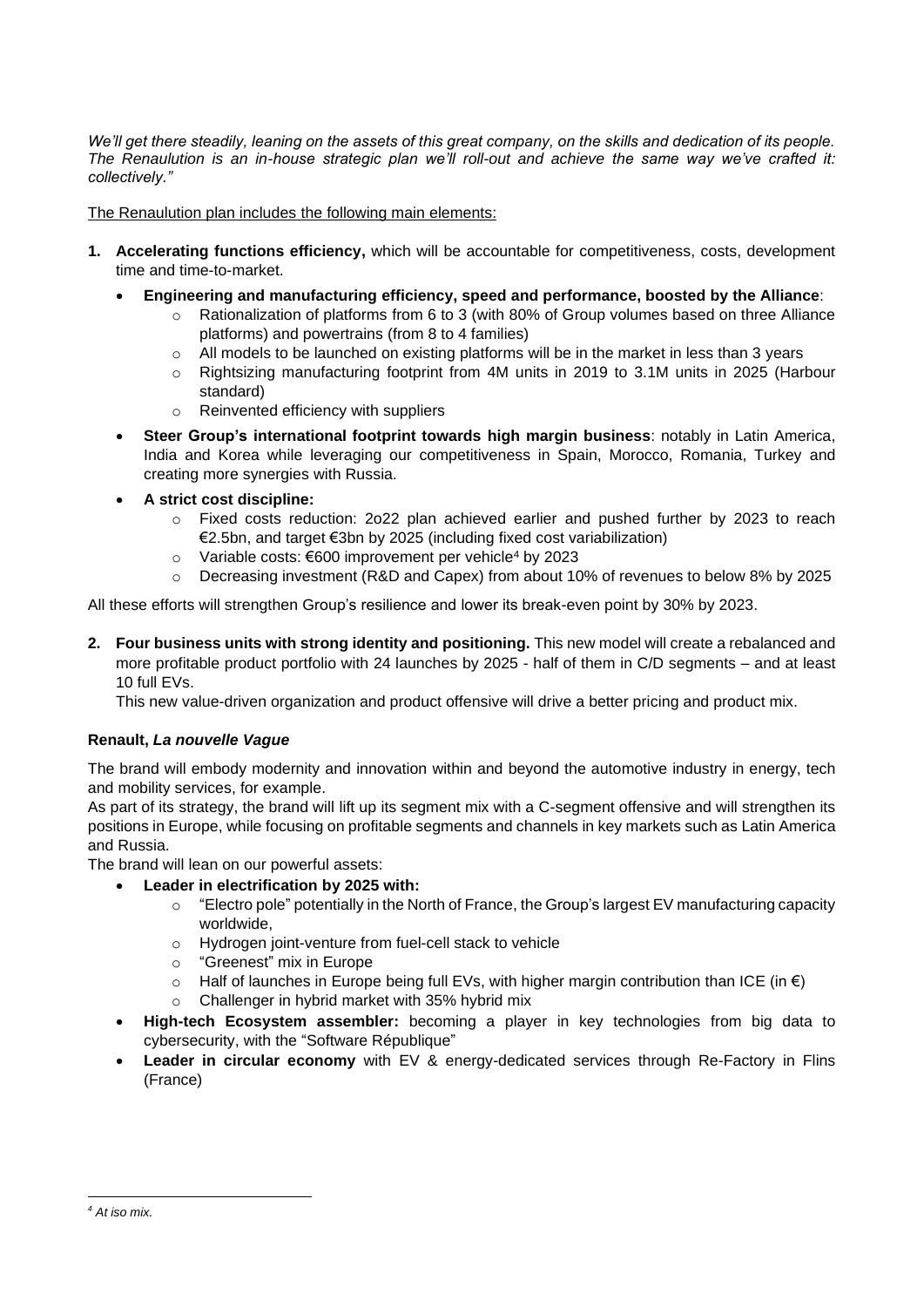*We'll get there steadily, leaning on the assets of this great company, on the skills and dedication of its people. The Renaulution is an in-house strategic plan we'll roll-out and achieve the same way we've crafted it: collectively."*

The Renaulution plan includes the following main elements:

1. **Accelerating functions efficiency,** which will be accountable for competitiveness, costs, development time and time-to-market.
   - **Engineering and manufacturing efficiency, speed and performance, boosted by the Alliance**:
     - Rationalization of platforms from 6 to 3 (with 80% of Group volumes based on three Alliance platforms) and powertrains (from 8 to 4 families)
     - All models to be launched on existing platforms will be in the market in less than 3 years
     - Rightsizing manufacturing footprint from 4M units in 2019 to 3.1M units in 2025 (Harbour standard)
     - Reinvented efficiency with suppliers
   - **Steer Group's international footprint towards high margin business**: notably in Latin America, India and Korea while leveraging our competitiveness in Spain, Morocco, Romania, Turkey and creating more synergies with Russia.
   - **A strict cost discipline:**
     - Fixed costs reduction: 2o22 plan achieved earlier and pushed further by 2023 to reach €2.5bn, and target €3bn by 2025 (including fixed cost variabilization)
     - Variable costs: €600 improvement per vehicle[4] by 2023
     - Decreasing investment (R&D and Capex) from about 10% of revenues to below 8% by 2025

All these efforts will strengthen Group's resilience and lower its break-even point by 30% by 2023.

2. **Four business units with strong identity and positioning.** This new model will create a rebalanced and more profitable product portfolio with 24 launches by 2025 - half of them in C/D segments – and at least 10 full EVs.
   This new value-driven organization and product offensive will drive a better pricing and product mix.

**Renault, *La nouvelle Vague***

The brand will embody modernity and innovation within and beyond the automotive industry in energy, tech and mobility services, for example.
As part of its strategy, the brand will lift up its segment mix with a C-segment offensive and will strengthen its positions in Europe, while focusing on profitable segments and channels in key markets such as Latin America and Russia.
The brand will lean on our powerful assets:

- **Leader in electrification by 2025 with:**
  - "Electro pole" potentially in the North of France, the Group's largest EV manufacturing capacity worldwide,
  - Hydrogen joint-venture from fuel-cell stack to vehicle
  - "Greenest" mix in Europe
  - Half of launches in Europe being full EVs, with higher margin contribution than ICE (in €)
  - Challenger in hybrid market with 35% hybrid mix
- **High-tech Ecosystem assembler:** becoming a player in key technologies from big data to cybersecurity, with the "Software République"
- **Leader in circular economy** with EV & energy-dedicated services through Re-Factory in Flins (France)

---

[4] *At iso mix.*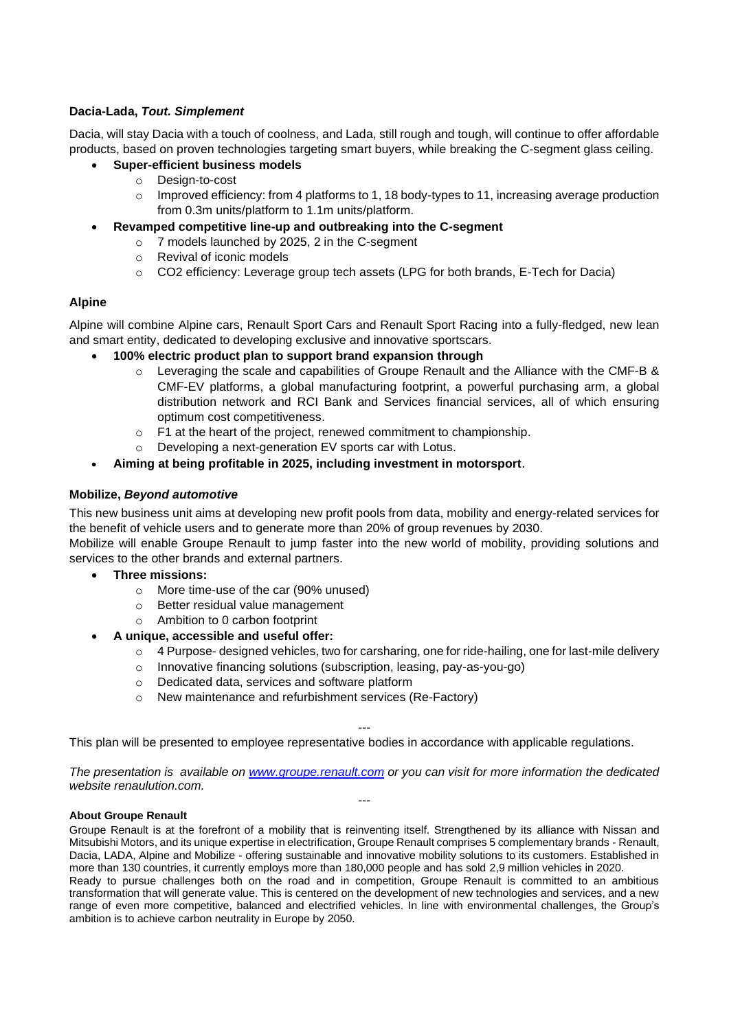**Dacia-Lada, *Tout. Simplement***

Dacia, will stay Dacia with a touch of coolness, and Lada, still rough and tough, will continue to offer affordable products, based on proven technologies targeting smart buyers, while breaking the C-segment glass ceiling.

- **Super-efficient business models**
  - Design-to-cost
  - Improved efficiency: from 4 platforms to 1, 18 body-types to 11, increasing average production from 0.3m units/platform to 1.1m units/platform.
- **Revamped competitive line-up and outbreaking into the C-segment**
  - 7 models launched by 2025, 2 in the C-segment
  - Revival of iconic models
  - CO2 efficiency: Leverage group tech assets (LPG for both brands, E-Tech for Dacia)

**Alpine**

Alpine will combine Alpine cars, Renault Sport Cars and Renault Sport Racing into a fully-fledged, new lean and smart entity, dedicated to developing exclusive and innovative sportscars.

- **100% electric product plan to support brand expansion through**
  - Leveraging the scale and capabilities of Groupe Renault and the Alliance with the CMF-B & CMF-EV platforms, a global manufacturing footprint, a powerful purchasing arm, a global distribution network and RCI Bank and Services financial services, all of which ensuring optimum cost competitiveness.
  - F1 at the heart of the project, renewed commitment to championship.
  - Developing a next-generation EV sports car with Lotus.
- **Aiming at being profitable in 2025, including investment in motorsport**.

**Mobilize, *Beyond automotive***

This new business unit aims at developing new profit pools from data, mobility and energy-related services for the benefit of vehicle users and to generate more than 20% of group revenues by 2030.
Mobilize will enable Groupe Renault to jump faster into the new world of mobility, providing solutions and services to the other brands and external partners.

- **Three missions:**
  - More time-use of the car (90% unused)
  - Better residual value management
  - Ambition to 0 carbon footprint
- **A unique, accessible and useful offer:**
  - 4 Purpose- designed vehicles, two for carsharing, one for ride-hailing, one for last-mile delivery
  - Innovative financing solutions (subscription, leasing, pay-as-you-go)
  - Dedicated data, services and software platform
  - New maintenance and refurbishment services (Re-Factory)

---

This plan will be presented to employee representative bodies in accordance with applicable regulations.

*The presentation is available on [www.groupe.renault.com](http://www.groupe.renault.com) or you can visit for more information the dedicated website renaulution.com.*

---

**About Groupe Renault**

Groupe Renault is at the forefront of a mobility that is reinventing itself. Strengthened by its alliance with Nissan and Mitsubishi Motors, and its unique expertise in electrification, Groupe Renault comprises 5 complementary brands - Renault, Dacia, LADA, Alpine and Mobilize - offering sustainable and innovative mobility solutions to its customers. Established in more than 130 countries, it currently employs more than 180,000 people and has sold 2,9 million vehicles in 2020.
Ready to pursue challenges both on the road and in competition, Groupe Renault is committed to an ambitious transformation that will generate value. This is centered on the development of new technologies and services, and a new range of even more competitive, balanced and electrified vehicles. In line with environmental challenges, the Group's ambition is to achieve carbon neutrality in Europe by 2050.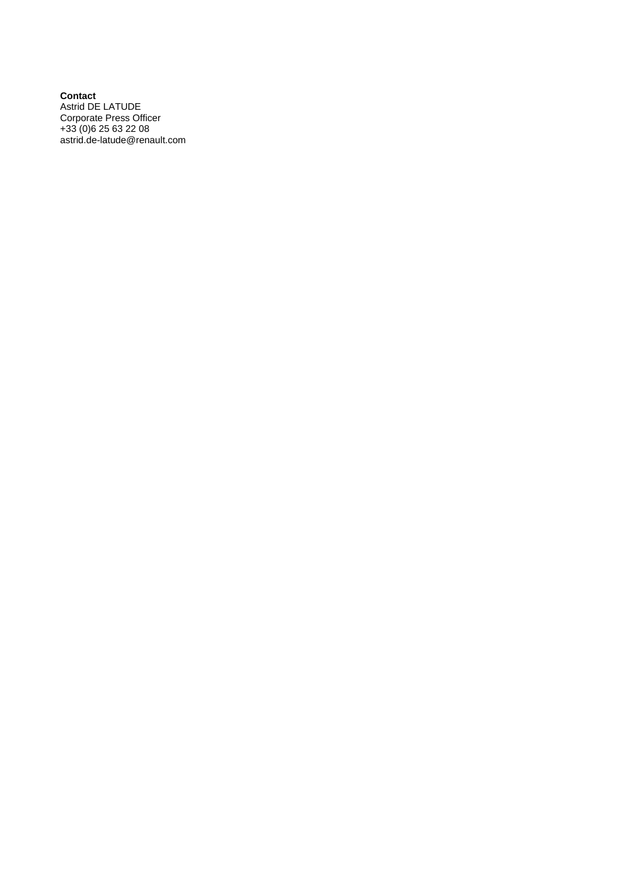**Contact**
Astrid DE LATUDE
Corporate Press Officer
+33 (0)6 25 63 22 08
astrid.de-latude@renault.com